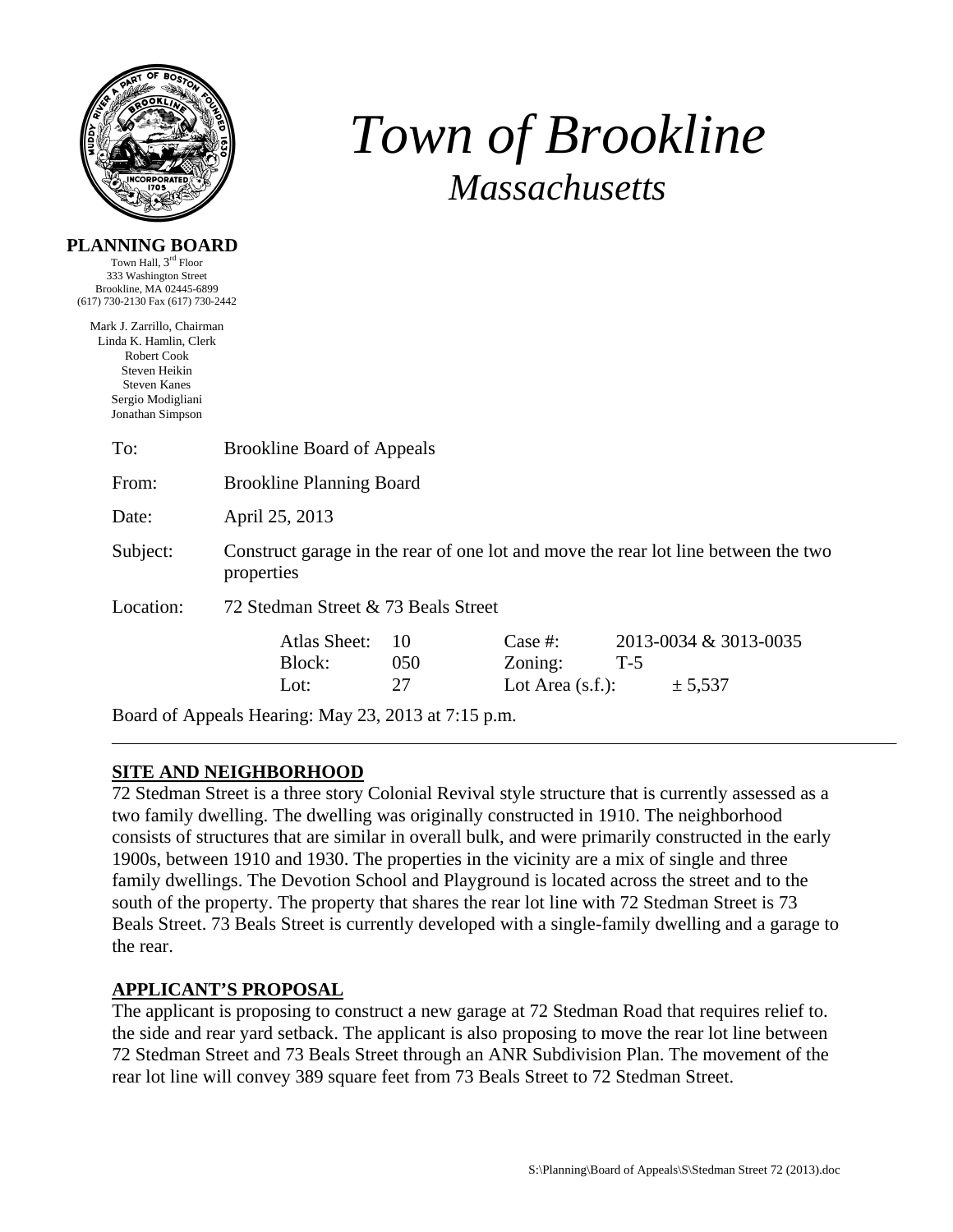# Town of Brookline
## *Massachusetts*

**PLANNING BOARD**
Town Hall, 3rd Floor
333 Washington Street
Brookline, MA 02445-6899
(617) 730-2130 Fax (617) 730-2442

Mark J. Zarrillo, Chairman
Linda K. Hamlin, Clerk
Robert Cook
Steven Heikin
Steven Kanes
Sergio Modigliani
Jonathan Simpson

To: Brookline Board of Appeals

From: Brookline Planning Board

Date: April 25, 2013

Subject: Construct garage in the rear of one lot and move the rear lot line between the two properties

Location: 72 Stedman Street & 73 Beals Street

| | | | |
|---|---|---|---|
| Atlas Sheet: | 10 | Case #: | 2013-0034 & 3013-0035 |
| Block: | 050 | Zoning: | T-5 |
| Lot: | 27 | Lot Area (s.f.): | ± 5,537 |

Board of Appeals Hearing: May 23, 2013 at 7:15 p.m.

---

## SITE AND NEIGHBORHOOD

72 Stedman Street is a three story Colonial Revival style structure that is currently assessed as a two family dwelling. The dwelling was originally constructed in 1910. The neighborhood consists of structures that are similar in overall bulk, and were primarily constructed in the early 1900s, between 1910 and 1930. The properties in the vicinity are a mix of single and three family dwellings. The Devotion School and Playground is located across the street and to the south of the property. The property that shares the rear lot line with 72 Stedman Street is 73 Beals Street. 73 Beals Street is currently developed with a single-family dwelling and a garage to the rear.

## APPLICANT'S PROPOSAL

The applicant is proposing to construct a new garage at 72 Stedman Road that requires relief to. the side and rear yard setback. The applicant is also proposing to move the rear lot line between 72 Stedman Street and 73 Beals Street through an ANR Subdivision Plan. The movement of the rear lot line will convey 389 square feet from 73 Beals Street to 72 Stedman Street.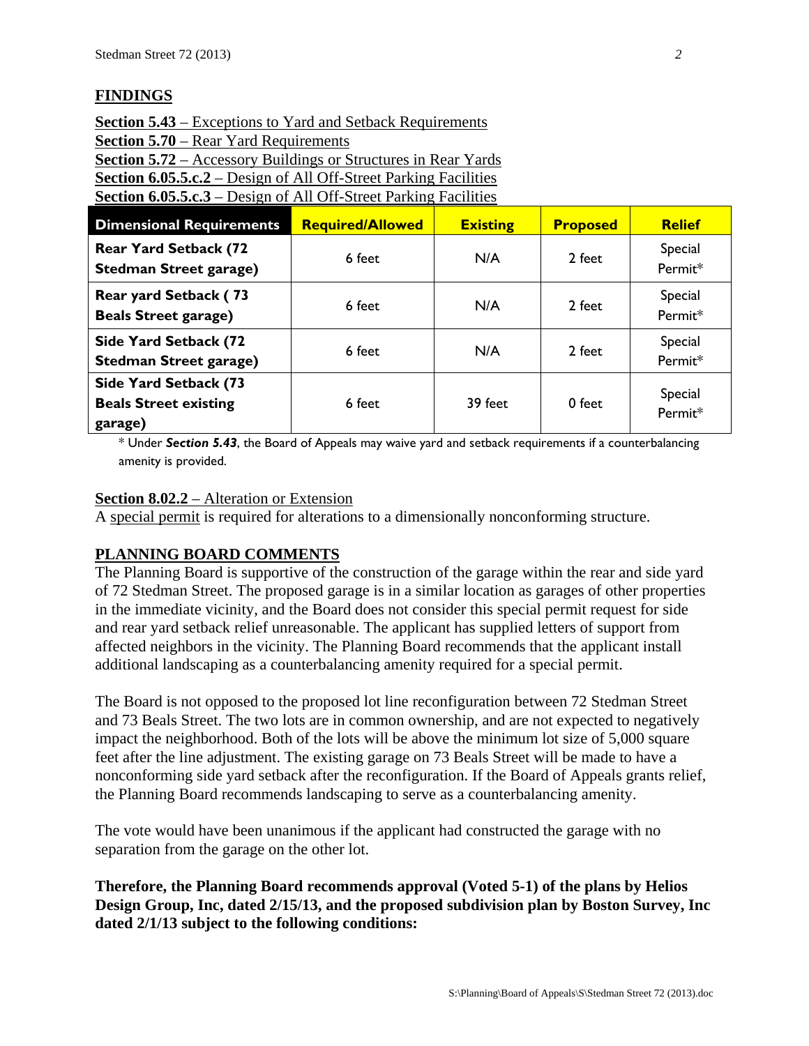## FINDINGS

**Section 5.43** – Exceptions to Yard and Setback Requirements
**Section 5.70** – Rear Yard Requirements
**Section 5.72** – Accessory Buildings or Structures in Rear Yards
**Section 6.05.5.c.2** – Design of All Off-Street Parking Facilities
**Section 6.05.5.c.3** – Design of All Off-Street Parking Facilities

| Dimensional Requirements | Required/Allowed | Existing | Proposed | Relief |
|---|---|---|---|---|
| **Rear Yard Setback (72 Stedman Street garage)** | 6 feet | N/A | 2 feet | Special Permit* |
| **Rear yard Setback ( 73 Beals Street garage)** | 6 feet | N/A | 2 feet | Special Permit* |
| **Side Yard Setback (72 Stedman Street garage)** | 6 feet | N/A | 2 feet | Special Permit* |
| **Side Yard Setback (73 Beals Street existing garage)** | 6 feet | 39 feet | 0 feet | Special Permit* |

* Under ***Section 5.43***, the Board of Appeals may waive yard and setback requirements if a counterbalancing amenity is provided.

**Section 8.02.2** – Alteration or Extension
A special permit is required for alterations to a dimensionally nonconforming structure.

## PLANNING BOARD COMMENTS

The Planning Board is supportive of the construction of the garage within the rear and side yard of 72 Stedman Street. The proposed garage is in a similar location as garages of other properties in the immediate vicinity, and the Board does not consider this special permit request for side and rear yard setback relief unreasonable. The applicant has supplied letters of support from affected neighbors in the vicinity. The Planning Board recommends that the applicant install additional landscaping as a counterbalancing amenity required for a special permit.

The Board is not opposed to the proposed lot line reconfiguration between 72 Stedman Street and 73 Beals Street. The two lots are in common ownership, and are not expected to negatively impact the neighborhood. Both of the lots will be above the minimum lot size of 5,000 square feet after the line adjustment. The existing garage on 73 Beals Street will be made to have a nonconforming side yard setback after the reconfiguration. If the Board of Appeals grants relief, the Planning Board recommends landscaping to serve as a counterbalancing amenity.

The vote would have been unanimous if the applicant had constructed the garage with no separation from the garage on the other lot.

**Therefore, the Planning Board recommends approval (Voted 5-1) of the plans by Helios Design Group, Inc, dated 2/15/13, and the proposed subdivision plan by Boston Survey, Inc dated 2/1/13 subject to the following conditions:**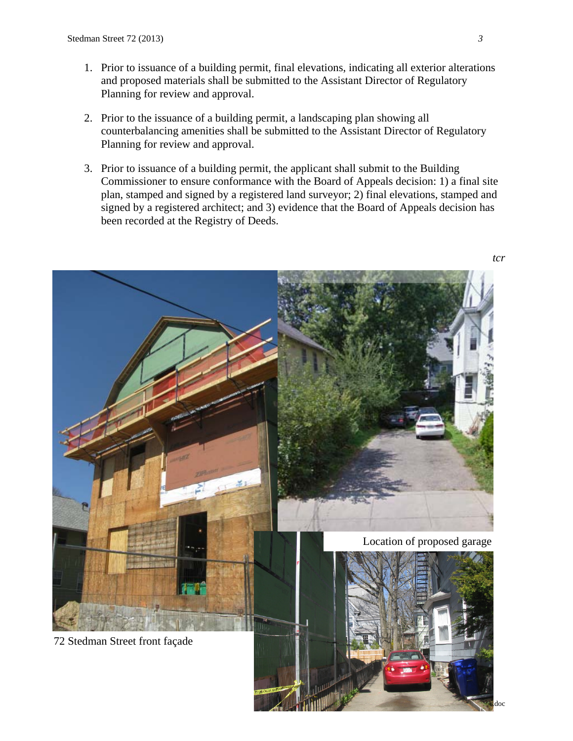1. Prior to issuance of a building permit, final elevations, indicating all exterior alterations and proposed materials shall be submitted to the Assistant Director of Regulatory Planning for review and approval.

2. Prior to the issuance of a building permit, a landscaping plan showing all counterbalancing amenities shall be submitted to the Assistant Director of Regulatory Planning for review and approval.

3. Prior to issuance of a building permit, the applicant shall submit to the Building Commissioner to ensure conformance with the Board of Appeals decision: 1) a final site plan, stamped and signed by a registered land surveyor; 2) final elevations, stamped and signed by a registered architect; and 3) evidence that the Board of Appeals decision has been recorded at the Registry of Deeds.

*tcr*

Location of proposed garage

72 Stedman Street front façade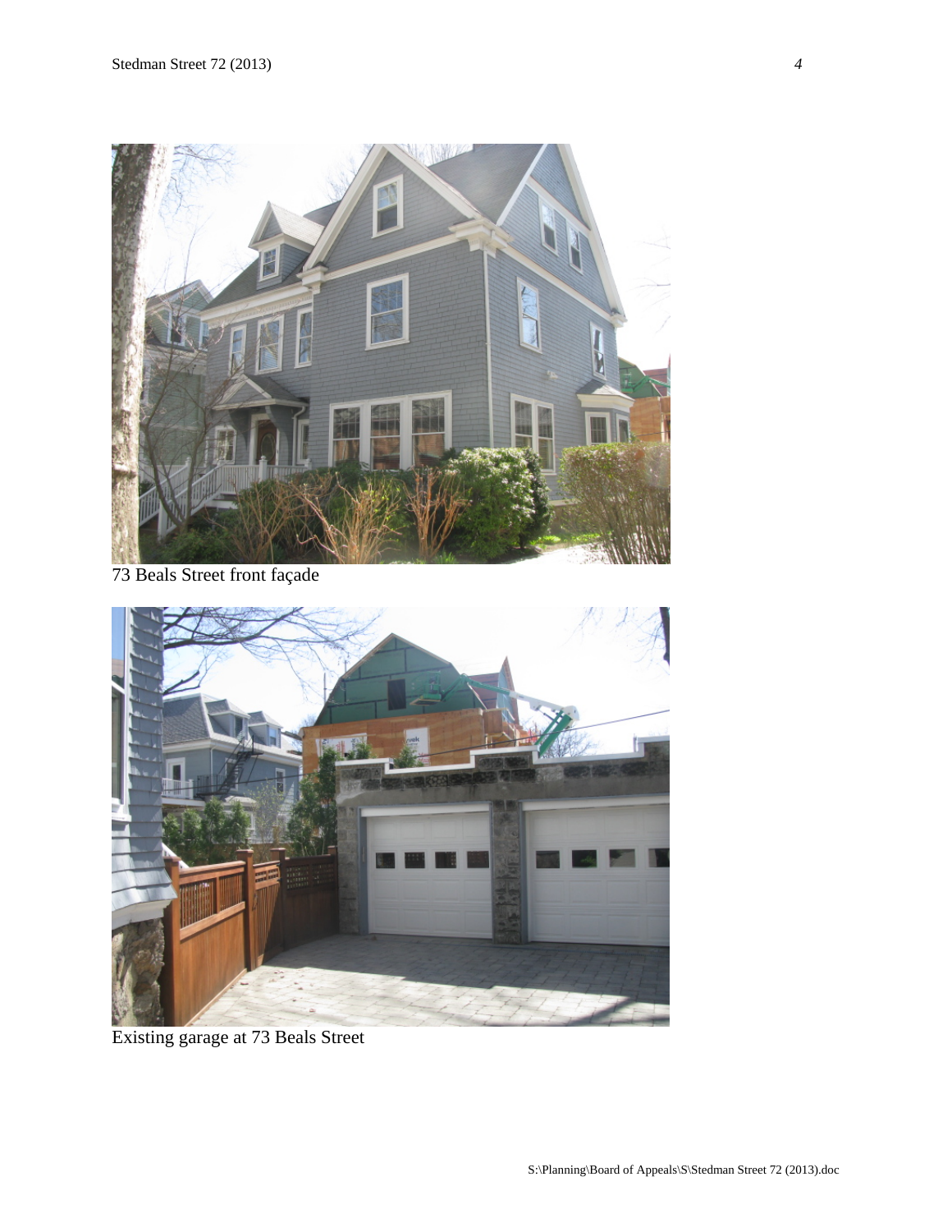73 Beals Street front façade

Existing garage at 73 Beals Street